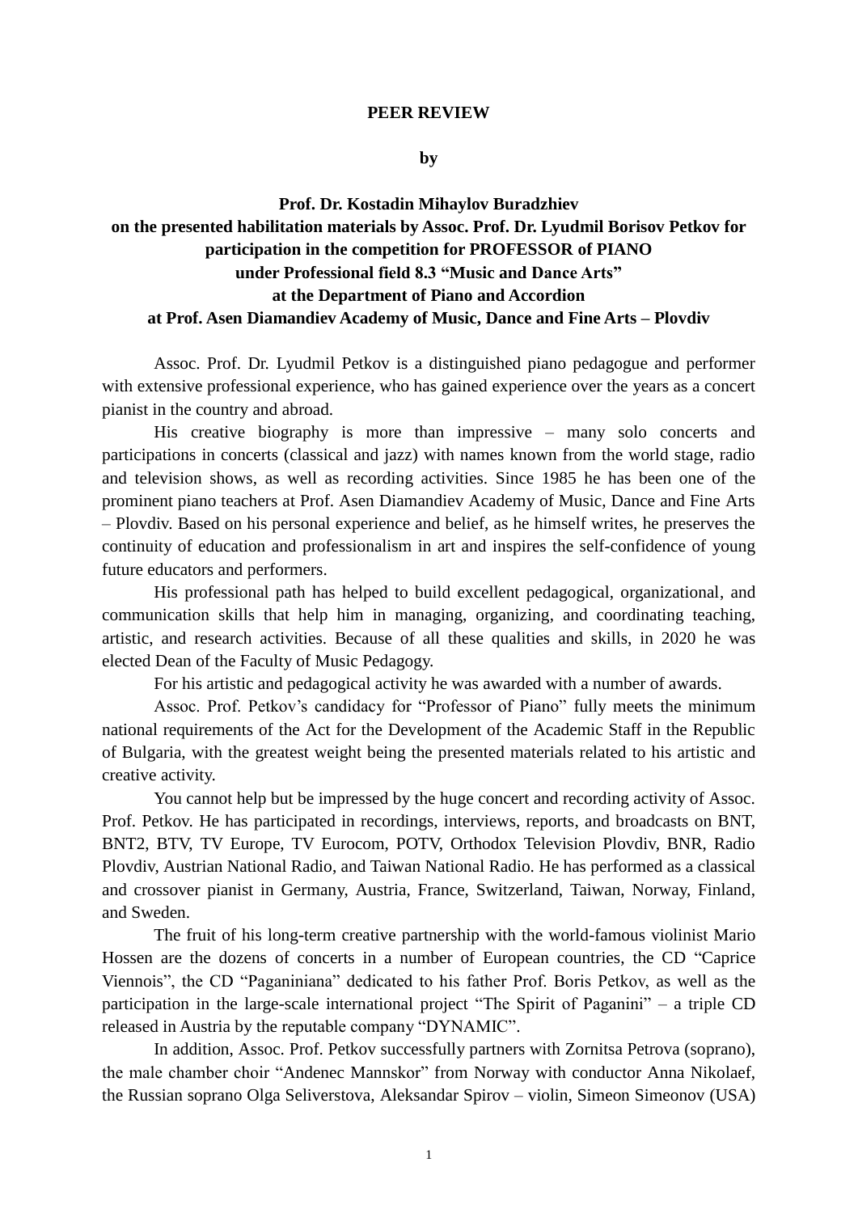**PEER REVIEW**

**by**

**Prof. Dr. Kostadin Mihaylov Buradzhiev**
**on the presented habilitation materials by Assoc. Prof. Dr. Lyudmil Borisov Petkov for participation in the competition for PROFESSOR of PIANO under Professional field 8.3 "Music and Dance Arts" at the Department of Piano and Accordion at Prof. Asen Diamandiev Academy of Music, Dance and Fine Arts – Plovdiv**

Assoc. Prof. Dr. Lyudmil Petkov is a distinguished piano pedagogue and performer with extensive professional experience, who has gained experience over the years as a concert pianist in the country and abroad.

His creative biography is more than impressive – many solo concerts and participations in concerts (classical and jazz) with names known from the world stage, radio and television shows, as well as recording activities. Since 1985 he has been one of the prominent piano teachers at Prof. Asen Diamandiev Academy of Music, Dance and Fine Arts – Plovdiv. Based on his personal experience and belief, as he himself writes, he preserves the continuity of education and professionalism in art and inspires the self-confidence of young future educators and performers.

His professional path has helped to build excellent pedagogical, organizational, and communication skills that help him in managing, organizing, and coordinating teaching, artistic, and research activities. Because of all these qualities and skills, in 2020 he was elected Dean of the Faculty of Music Pedagogy.

For his artistic and pedagogical activity he was awarded with a number of awards.

Assoc. Prof. Petkov's candidacy for "Professor of Piano" fully meets the minimum national requirements of the Act for the Development of the Academic Staff in the Republic of Bulgaria, with the greatest weight being the presented materials related to his artistic and creative activity.

You cannot help but be impressed by the huge concert and recording activity of Assoc. Prof. Petkov. He has participated in recordings, interviews, reports, and broadcasts on BNT, BNT2, BTV, TV Europe, TV Eurocom, POTV, Orthodox Television Plovdiv, BNR, Radio Plovdiv, Austrian National Radio, and Taiwan National Radio. He has performed as a classical and crossover pianist in Germany, Austria, France, Switzerland, Taiwan, Norway, Finland, and Sweden.

The fruit of his long-term creative partnership with the world-famous violinist Mario Hossen are the dozens of concerts in a number of European countries, the CD "Caprice Viennois", the CD "Paganiniana" dedicated to his father Prof. Boris Petkov, as well as the participation in the large-scale international project "The Spirit of Paganini" – a triple CD released in Austria by the reputable company "DYNAMIC".

In addition, Assoc. Prof. Petkov successfully partners with Zornitsa Petrova (soprano), the male chamber choir "Andenec Mannskor" from Norway with conductor Anna Nikolaef, the Russian soprano Olga Seliverstova, Aleksandar Spirov – violin, Simeon Simeonov (USA)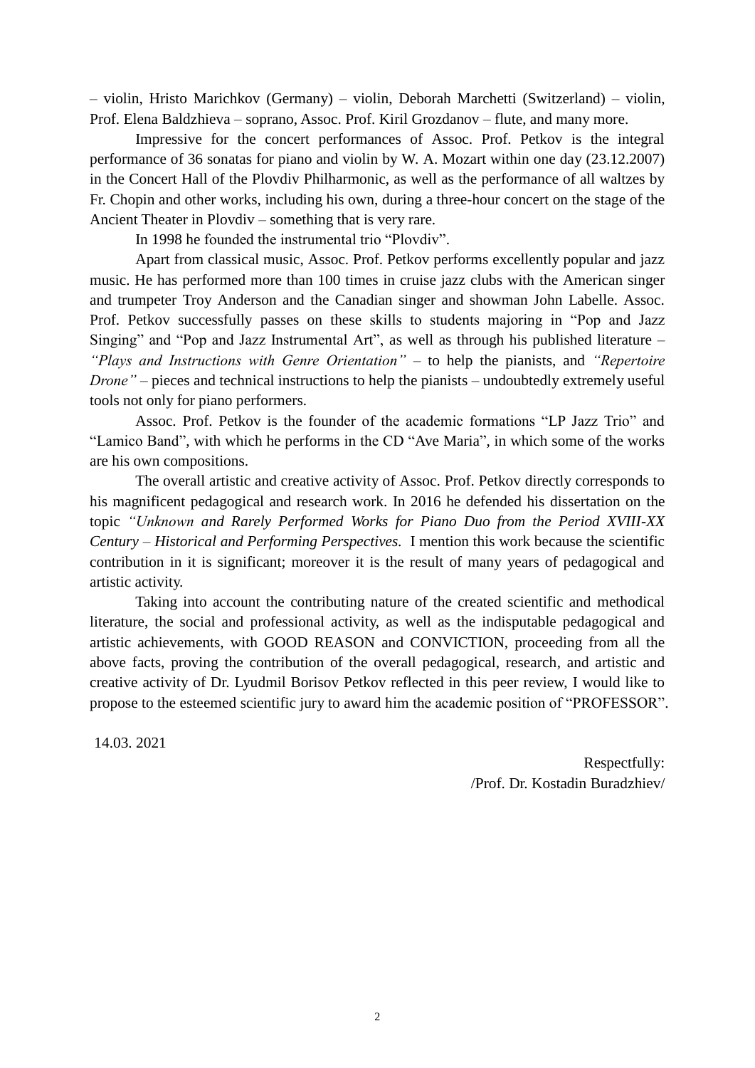– violin, Hristo Marichkov (Germany) – violin, Deborah Marchetti (Switzerland) – violin, Prof. Elena Baldzhieva – soprano, Assoc. Prof. Kiril Grozdanov – flute, and many more.

Impressive for the concert performances of Assoc. Prof. Petkov is the integral performance of 36 sonatas for piano and violin by W. A. Mozart within one day (23.12.2007) in the Concert Hall of the Plovdiv Philharmonic, as well as the performance of all waltzes by Fr. Chopin and other works, including his own, during a three-hour concert on the stage of the Ancient Theater in Plovdiv – something that is very rare.

In 1998 he founded the instrumental trio "Plovdiv".

Apart from classical music, Assoc. Prof. Petkov performs excellently popular and jazz music. He has performed more than 100 times in cruise jazz clubs with the American singer and trumpeter Troy Anderson and the Canadian singer and showman John Labelle. Assoc. Prof. Petkov successfully passes on these skills to students majoring in "Pop and Jazz Singing" and "Pop and Jazz Instrumental Art", as well as through his published literature – *"Plays and Instructions with Genre Orientation"* – to help the pianists, and *"Repertoire Drone"* – pieces and technical instructions to help the pianists – undoubtedly extremely useful tools not only for piano performers.

Assoc. Prof. Petkov is the founder of the academic formations "LP Jazz Trio" and "Lamico Band", with which he performs in the CD "Ave Maria", in which some of the works are his own compositions.

The overall artistic and creative activity of Assoc. Prof. Petkov directly corresponds to his magnificent pedagogical and research work. In 2016 he defended his dissertation on the topic *"Unknown and Rarely Performed Works for Piano Duo from the Period XVIII-XX Century – Historical and Performing Perspectives.* I mention this work because the scientific contribution in it is significant; moreover it is the result of many years of pedagogical and artistic activity.

Taking into account the contributing nature of the created scientific and methodical literature, the social and professional activity, as well as the indisputable pedagogical and artistic achievements, with GOOD REASON and CONVICTION, proceeding from all the above facts, proving the contribution of the overall pedagogical, research, and artistic and creative activity of Dr. Lyudmil Borisov Petkov reflected in this peer review, I would like to propose to the esteemed scientific jury to award him the academic position of "PROFESSOR".

14.03. 2021

Respectfully:
/Prof. Dr. Kostadin Buradzhiev/